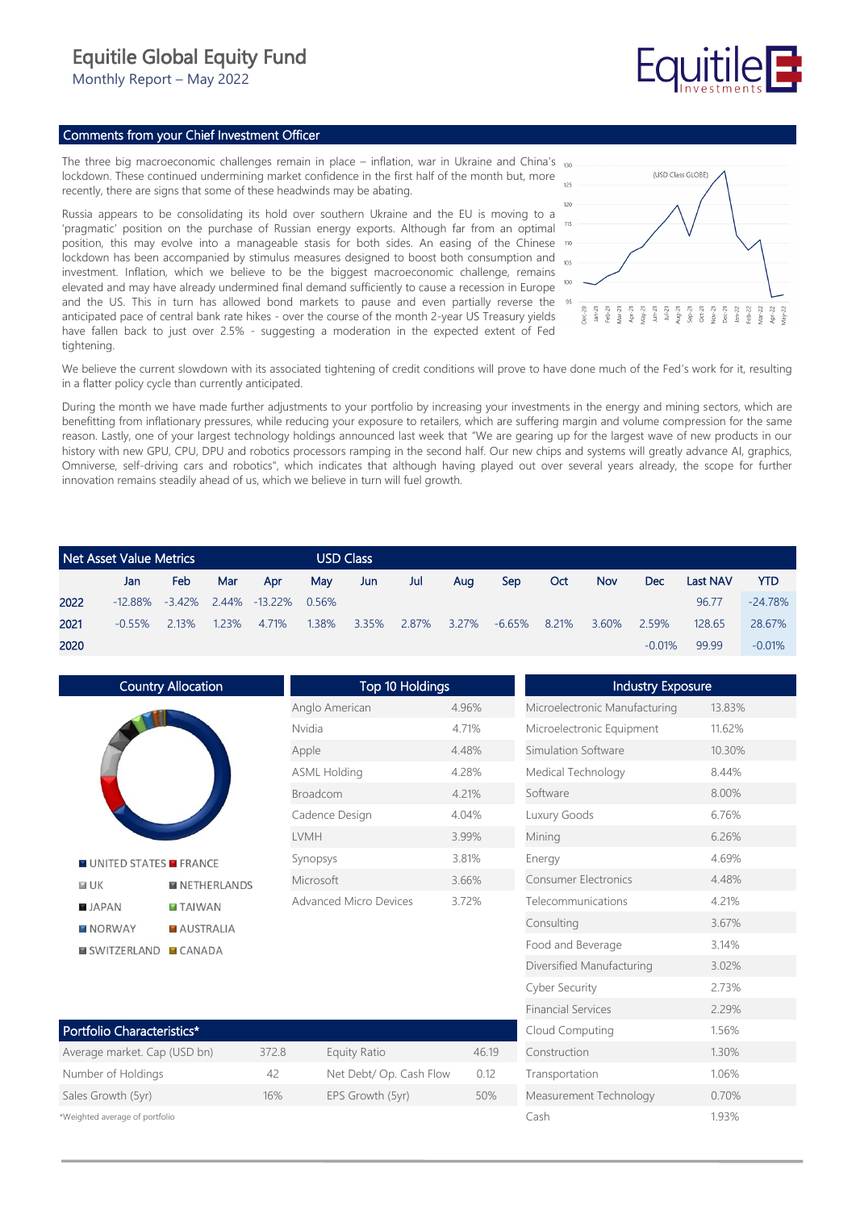# Equitile Global Equity Fund

Monthly Report – May 2022

## Comments from your Chief Investment Officer

The three big macroeconomic challenges remain in place – inflation, war in Ukraine and China's lockdown. These continued undermining market confidence in the first half of the month but, more recently, there are signs that some of these headwinds may be abating.

Russia appears to be consolidating its hold over southern Ukraine and the EU is moving to a 'pragmatic' position on the purchase of Russian energy exports. Although far from an optimal position, this may evolve into a manageable stasis for both sides. An easing of the Chinese lockdown has been accompanied by stimulus measures designed to boost both consumption and investment. Inflation, which we believe to be the biggest macroeconomic challenge, remains elevated and may have already undermined final demand sufficiently to cause a recession in Europe and the US. This in turn has allowed bond markets to pause and even partially reverse the anticipated pace of central bank rate hikes - over the course of the month 2-year US Treasury yields have fallen back to just over 2.5% - suggesting a moderation in the expected extent of Fed tightening.

We believe the current slowdown with its associated tightening of credit conditions will prove to have done much of the Fed's work for it, resulting in a flatter policy cycle than currently anticipated.

During the month we have made further adjustments to your portfolio by increasing your investments in the energy and mining sectors, which are benefitting from inflationary pressures, while reducing your exposure to retailers, which are suffering margin and volume compression for the same reason. Lastly, one of your largest technology holdings announced last week that "We are gearing up for the largest wave of new products in our history with new GPU, CPU, DPU and robotics processors ramping in the second half. Our new chips and systems will greatly advance AI, graphics, Omniverse, self-driving cars and robotics", which indicates that although having played out over several years already, the scope for further innovation remains steadily ahead of us, which we believe in turn will fuel growth.

## Net Asset Value Metrics — USD Class

| | Jan | Feb | Mar | Apr | May | Jun | Jul | Aug | Sep | Oct | Nov | Dec | Last NAV | YTD |
|---|---|---|---|---|---|---|---|---|---|---|---|---|---|---|
| 2022 | -12.88% | -3.42% | 2.44% | -13.22% | 0.56% | | | | | | | | 96.77 | -24.78% |
| 2021 | -0.55% | 2.13% | 1.23% | 4.71% | 1.38% | 3.35% | 2.87% | 3.27% | -6.65% | 8.21% | 3.60% | 2.59% | 128.65 | 28.67% |
| 2020 | | | | | | | | | | | | -0.01% | 99.99 | -0.01% |

## Country Allocation

UNITED STATES, FRANCE, UK, NETHERLANDS, JAPAN, TAIWAN, NORWAY, AUSTRALIA, SWITZERLAND, CANADA

## Top 10 Holdings

| Holding | Weight |
|---|---|
| Anglo American | 4.96% |
| Nvidia | 4.71% |
| Apple | 4.48% |
| ASML Holding | 4.28% |
| Broadcom | 4.21% |
| Cadence Design | 4.04% |
| LVMH | 3.99% |
| Synopsys | 3.81% |
| Microsoft | 3.66% |
| Advanced Micro Devices | 3.72% |

## Industry Exposure

| Industry | Weight |
|---|---|
| Microelectronic Manufacturing | 13.83% |
| Microelectronic Equipment | 11.62% |
| Simulation Software | 10.30% |
| Medical Technology | 8.44% |
| Software | 8.00% |
| Luxury Goods | 6.76% |
| Mining | 6.26% |
| Energy | 4.69% |
| Consumer Electronics | 4.48% |
| Telecommunications | 4.21% |
| Consulting | 3.67% |
| Food and Beverage | 3.14% |
| Diversified Manufacturing | 3.02% |
| Cyber Security | 2.73% |
| Financial Services | 2.29% |
| Cloud Computing | 1.56% |
| Construction | 1.30% |
| Transportation | 1.06% |
| Measurement Technology | 0.70% |
| Cash | 1.93% |

## Portfolio Characteristics*

| | | | |
|---|---|---|---|
| Average market. Cap (USD bn) | 372.8 | Equity Ratio | 46.19 |
| Number of Holdings | 42 | Net Debt/ Op. Cash Flow | 0.12 |
| Sales Growth (5yr) | 16% | EPS Growth (5yr) | 50% |

*Weighted average of portfolio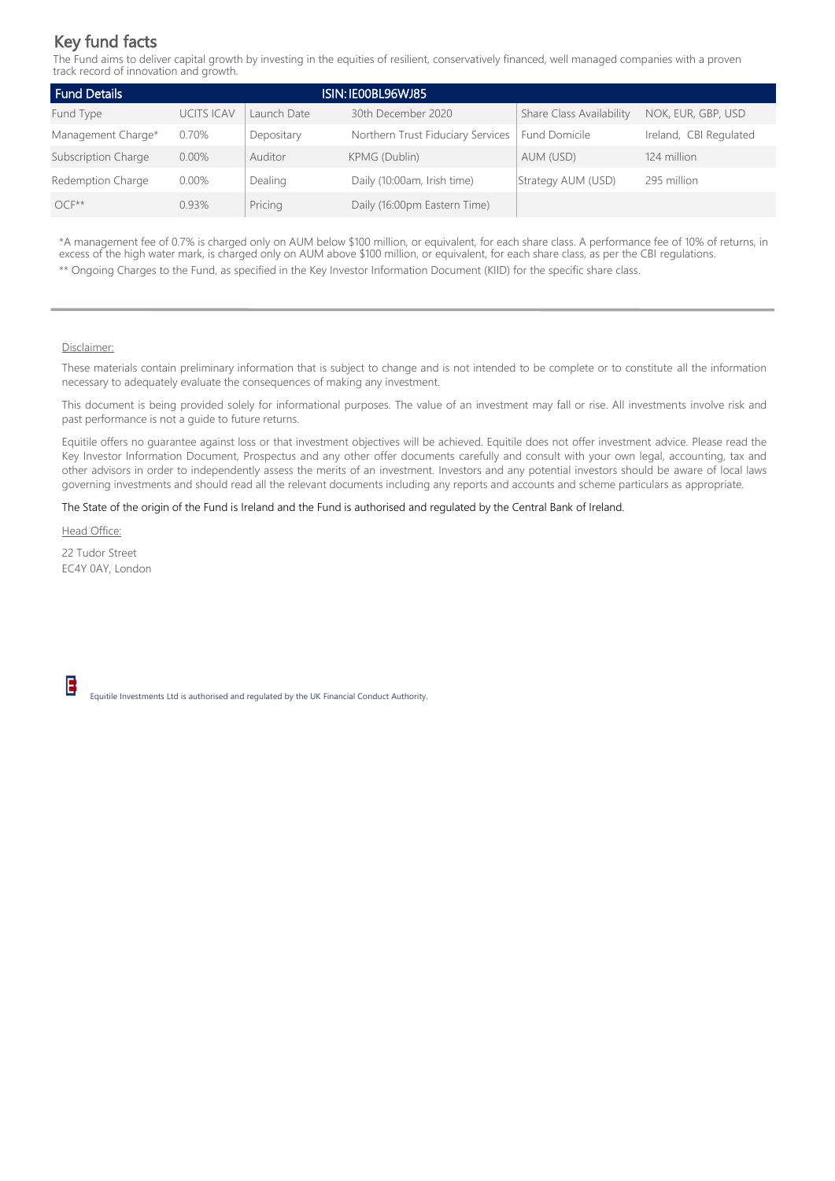# Key fund facts

The Fund aims to deliver capital growth by investing in the equities of resilient, conservatively financed, well managed companies with a proven track record of innovation and growth.

| Fund Details | | ISIN: IE00BL96WJ85 | | | |
|---|---|---|---|---|---|
| Fund Type | UCITS ICAV | Launch Date | 30th December 2020 | Share Class Availability | NOK, EUR, GBP, USD |
| Management Charge* | 0.70% | Depositary | Northern Trust Fiduciary Services | Fund Domicile | Ireland, CBI Regulated |
| Subscription Charge | 0.00% | Auditor | KPMG (Dublin) | AUM (USD) | 124 million |
| Redemption Charge | 0.00% | Dealing | Daily (10:00am, Irish time) | Strategy AUM (USD) | 295 million |
| OCF** | 0.93% | Pricing | Daily (16:00pm Eastern Time) | | |

*A management fee of 0.7% is charged only on AUM below $100 million, or equivalent, for each share class. A performance fee of 10% of returns, in excess of the high water mark, is charged only on AUM above $100 million, or equivalent, for each share class, as per the CBI regulations.

** Ongoing Charges to the Fund, as specified in the Key Investor Information Document (KIID) for the specific share class.

Disclaimer:

These materials contain preliminary information that is subject to change and is not intended to be complete or to constitute all the information necessary to adequately evaluate the consequences of making any investment.

This document is being provided solely for informational purposes. The value of an investment may fall or rise. All investments involve risk and past performance is not a guide to future returns.

Equitile offers no guarantee against loss or that investment objectives will be achieved. Equitile does not offer investment advice. Please read the Key Investor Information Document, Prospectus and any other offer documents carefully and consult with your own legal, accounting, tax and other advisors in order to independently assess the merits of an investment. Investors and any potential investors should be aware of local laws governing investments and should read all the relevant documents including any reports and accounts and scheme particulars as appropriate.

The State of the origin of the Fund is Ireland and the Fund is authorised and regulated by the Central Bank of Ireland.

Head Office:

22 Tudor Street
EC4Y 0AY, London

Equitile Investments Ltd is authorised and regulated by the UK Financial Conduct Authority.